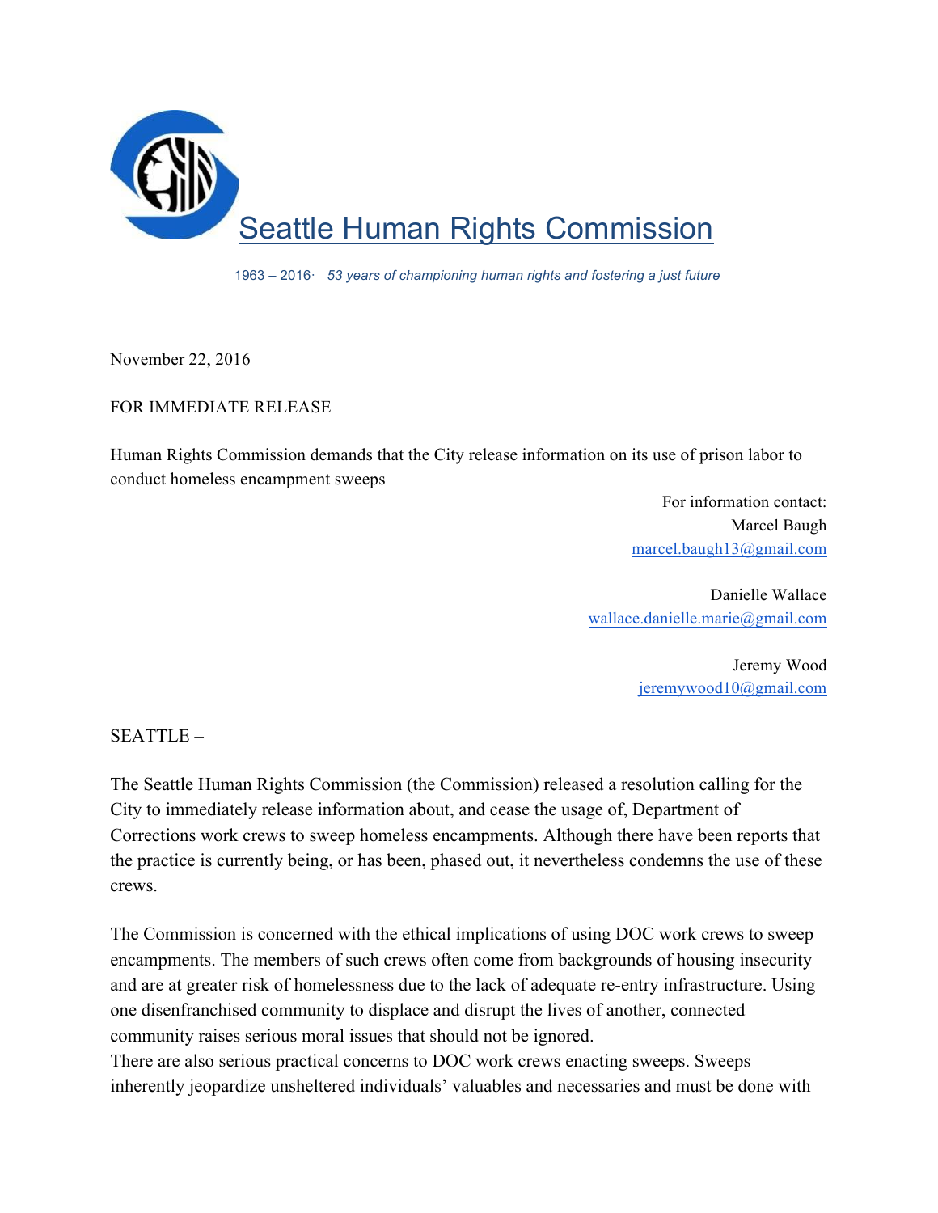# Seattle Human Rights Commission

1963 – 2016· *53 years of championing human rights and fostering a just future*

November 22, 2016

FOR IMMEDIATE RELEASE

Human Rights Commission demands that the City release information on its use of prison labor to conduct homeless encampment sweeps

For information contact:
Marcel Baugh
marcel.baugh13@gmail.com

Danielle Wallace
wallace.danielle.marie@gmail.com

Jeremy Wood
jeremywood10@gmail.com

SEATTLE –

The Seattle Human Rights Commission (the Commission) released a resolution calling for the City to immediately release information about, and cease the usage of, Department of Corrections work crews to sweep homeless encampments. Although there have been reports that the practice is currently being, or has been, phased out, it nevertheless condemns the use of these crews.

The Commission is concerned with the ethical implications of using DOC work crews to sweep encampments. The members of such crews often come from backgrounds of housing insecurity and are at greater risk of homelessness due to the lack of adequate re-entry infrastructure. Using one disenfranchised community to displace and disrupt the lives of another, connected community raises serious moral issues that should not be ignored.

There are also serious practical concerns to DOC work crews enacting sweeps. Sweeps inherently jeopardize unsheltered individuals' valuables and necessaries and must be done with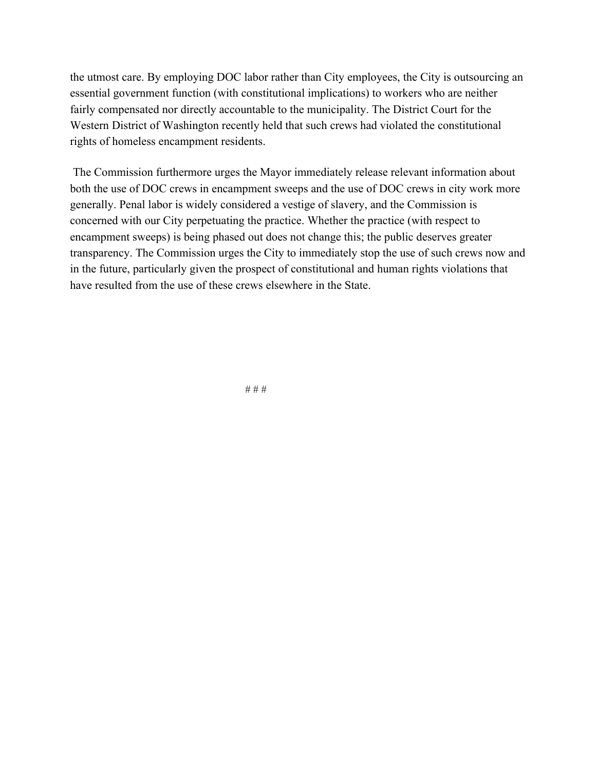the utmost care. By employing DOC labor rather than City employees, the City is outsourcing an essential government function (with constitutional implications) to workers who are neither fairly compensated nor directly accountable to the municipality. The District Court for the Western District of Washington recently held that such crews had violated the constitutional rights of homeless encampment residents.

The Commission furthermore urges the Mayor immediately release relevant information about both the use of DOC crews in encampment sweeps and the use of DOC crews in city work more generally. Penal labor is widely considered a vestige of slavery, and the Commission is concerned with our City perpetuating the practice. Whether the practice (with respect to encampment sweeps) is being phased out does not change this; the public deserves greater transparency. The Commission urges the City to immediately stop the use of such crews now and in the future, particularly given the prospect of constitutional and human rights violations that have resulted from the use of these crews elsewhere in the State.

# # #